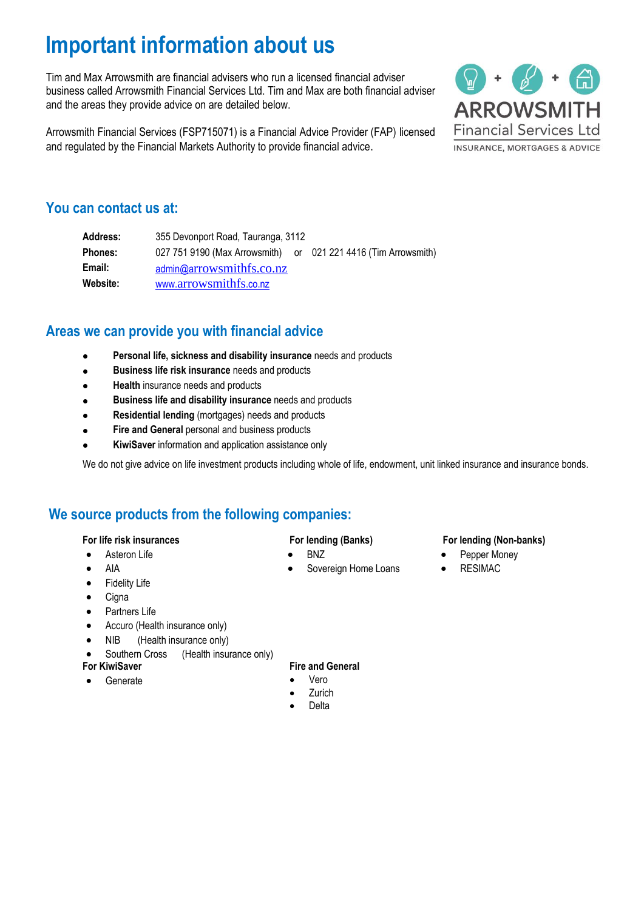# Important information about us

Tim and Max Arrowsmith are financial advisers who run a licensed financial adviser business called Arrowsmith Financial Services Ltd. Tim and Max are both financial adviser and the areas they provide advice on are detailed below.

Arrowsmith Financial Services (FSP715071) is a Financial Advice Provider (FAP) licensed and regulated by the Financial Markets Authority to provide financial advice.

ARROWSMITH Financial Services Ltd
INSURANCE, MORTGAGES & ADVICE

## You can contact us at:

**Address:** 355 Devonport Road, Tauranga, 3112
**Phones:** 027 751 9190 (Max Arrowsmith) or 021 221 4416 (Tim Arrowsmith)
**Email:** admin@arrowsmithfs.co.nz
**Website:** www.arrowsmithfs.co.nz

## Areas we can provide you with financial advice

- **Personal life, sickness and disability insurance** needs and products
- **Business life risk insurance** needs and products
- **Health** insurance needs and products
- **Business life and disability insurance** needs and products
- **Residential lending** (mortgages) needs and products
- **Fire and General** personal and business products
- **KiwiSaver** information and application assistance only

We do not give advice on life investment products including whole of life, endowment, unit linked insurance and insurance bonds.

## We source products from the following companies:

**For life risk insurances**

- Asteron Life
- AIA
- Fidelity Life
- Cigna
- Partners Life
- Accuro (Health insurance only)
- NIB (Health insurance only)
- Southern Cross (Health insurance only)

**For KiwiSaver**

- Generate

**For lending (Banks)**

- BNZ
- Sovereign Home Loans

**Fire and General**

- Vero
- Zurich
- Delta

**For lending (Non-banks)**

- Pepper Money
- RESIMAC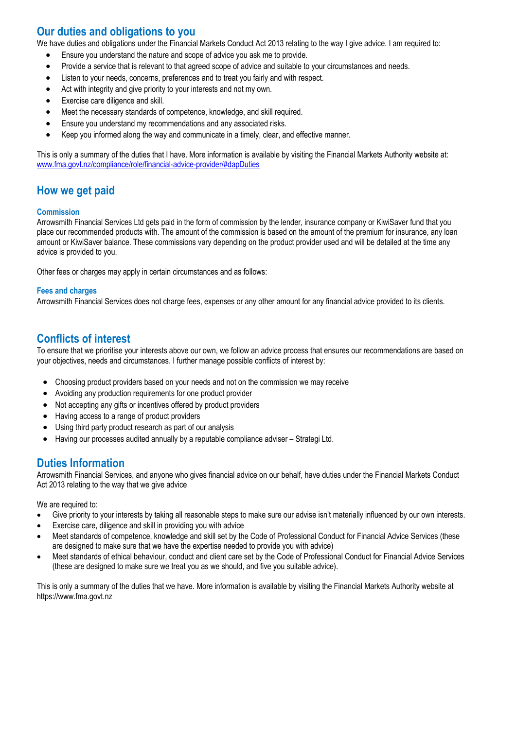## Our duties and obligations to you

We have duties and obligations under the Financial Markets Conduct Act 2013 relating to the way I give advice. I am required to:

- Ensure you understand the nature and scope of advice you ask me to provide.
- Provide a service that is relevant to that agreed scope of advice and suitable to your circumstances and needs.
- Listen to your needs, concerns, preferences and to treat you fairly and with respect.
- Act with integrity and give priority to your interests and not my own.
- Exercise care diligence and skill.
- Meet the necessary standards of competence, knowledge, and skill required.
- Ensure you understand my recommendations and any associated risks.
- Keep you informed along the way and communicate in a timely, clear, and effective manner.

This is only a summary of the duties that I have. More information is available by visiting the Financial Markets Authority website at: [www.fma.govt.nz/compliance/role/financial-advice-provider/#dapDuties](www.fma.govt.nz/compliance/role/financial-advice-provider/#dapDuties)

## How we get paid

### Commission

Arrowsmith Financial Services Ltd gets paid in the form of commission by the lender, insurance company or KiwiSaver fund that you place our recommended products with. The amount of the commission is based on the amount of the premium for insurance, any loan amount or KiwiSaver balance. These commissions vary depending on the product provider used and will be detailed at the time any advice is provided to you.

Other fees or charges may apply in certain circumstances and as follows:

### Fees and charges

Arrowsmith Financial Services does not charge fees, expenses or any other amount for any financial advice provided to its clients.

## Conflicts of interest

To ensure that we prioritise your interests above our own, we follow an advice process that ensures our recommendations are based on your objectives, needs and circumstances. I further manage possible conflicts of interest by:

- Choosing product providers based on your needs and not on the commission we may receive
- Avoiding any production requirements for one product provider
- Not accepting any gifts or incentives offered by product providers
- Having access to a range of product providers
- Using third party product research as part of our analysis
- Having our processes audited annually by a reputable compliance adviser – Strategi Ltd.

## Duties Information

Arrowsmith Financial Services, and anyone who gives financial advice on our behalf, have duties under the Financial Markets Conduct Act 2013 relating to the way that we give advice

We are required to:

- Give priority to your interests by taking all reasonable steps to make sure our advise isn't materially influenced by our own interests.
- Exercise care, diligence and skill in providing you with advice
- Meet standards of competence, knowledge and skill set by the Code of Professional Conduct for Financial Advice Services (these are designed to make sure that we have the expertise needed to provide you with advice)
- Meet standards of ethical behaviour, conduct and client care set by the Code of Professional Conduct for Financial Advice Services (these are designed to make sure we treat you as we should, and five you suitable advice).

This is only a summary of the duties that we have. More information is available by visiting the Financial Markets Authority website at https://www.fma.govt.nz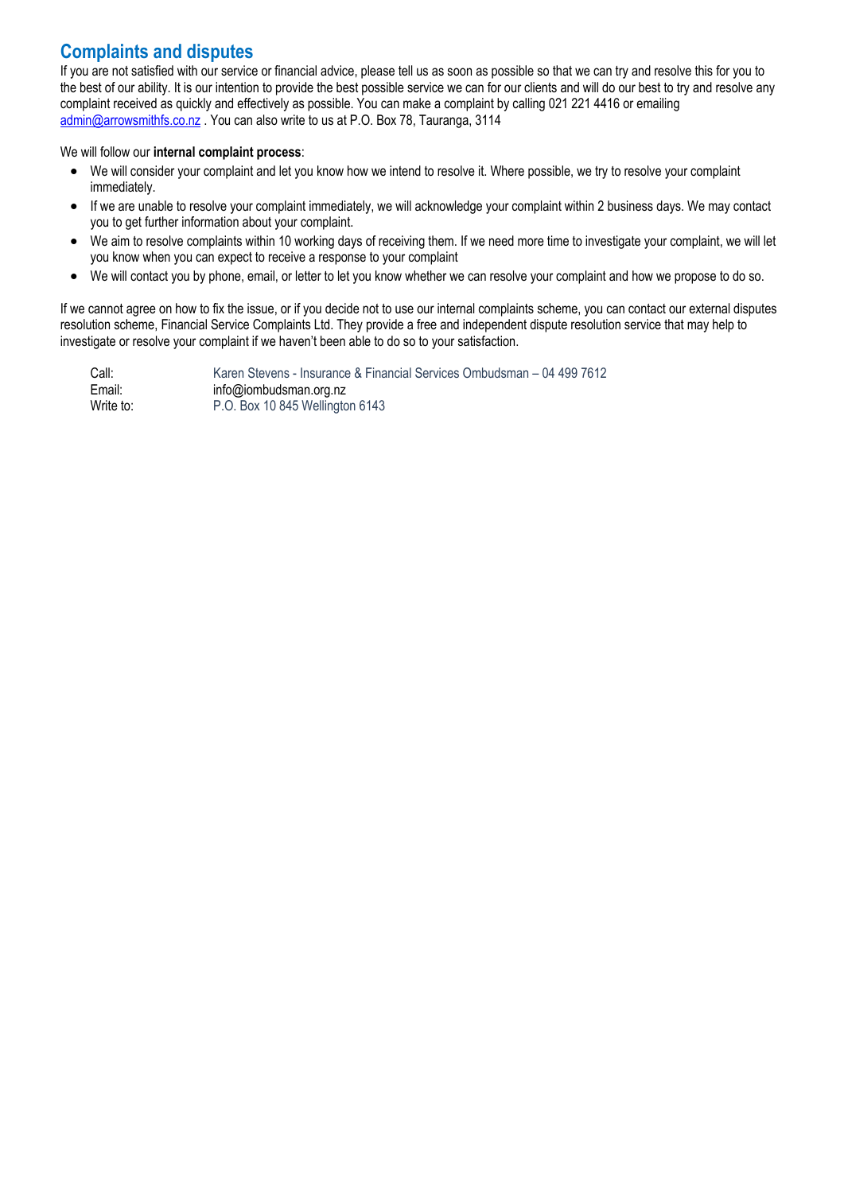## Complaints and disputes

If you are not satisfied with our service or financial advice, please tell us as soon as possible so that we can try and resolve this for you to the best of our ability. It is our intention to provide the best possible service we can for our clients and will do our best to try and resolve any complaint received as quickly and effectively as possible. You can make a complaint by calling 021 221 4416 or emailing admin@arrowsmithfs.co.nz . You can also write to us at P.O. Box 78, Tauranga, 3114

We will follow our **internal complaint process**:

- We will consider your complaint and let you know how we intend to resolve it. Where possible, we try to resolve your complaint immediately.
- If we are unable to resolve your complaint immediately, we will acknowledge your complaint within 2 business days. We may contact you to get further information about your complaint.
- We aim to resolve complaints within 10 working days of receiving them. If we need more time to investigate your complaint, we will let you know when you can expect to receive a response to your complaint
- We will contact you by phone, email, or letter to let you know whether we can resolve your complaint and how we propose to do so.

If we cannot agree on how to fix the issue, or if you decide not to use our internal complaints scheme, you can contact our external disputes resolution scheme, Financial Service Complaints Ltd. They provide a free and independent dispute resolution service that may help to investigate or resolve your complaint if we haven't been able to do so to your satisfaction.

| | |
|---|---|
| Call: | Karen Stevens - Insurance & Financial Services Ombudsman – 04 499 7612 |
| Email: | info@iombudsman.org.nz |
| Write to: | P.O. Box 10 845 Wellington 6143 |